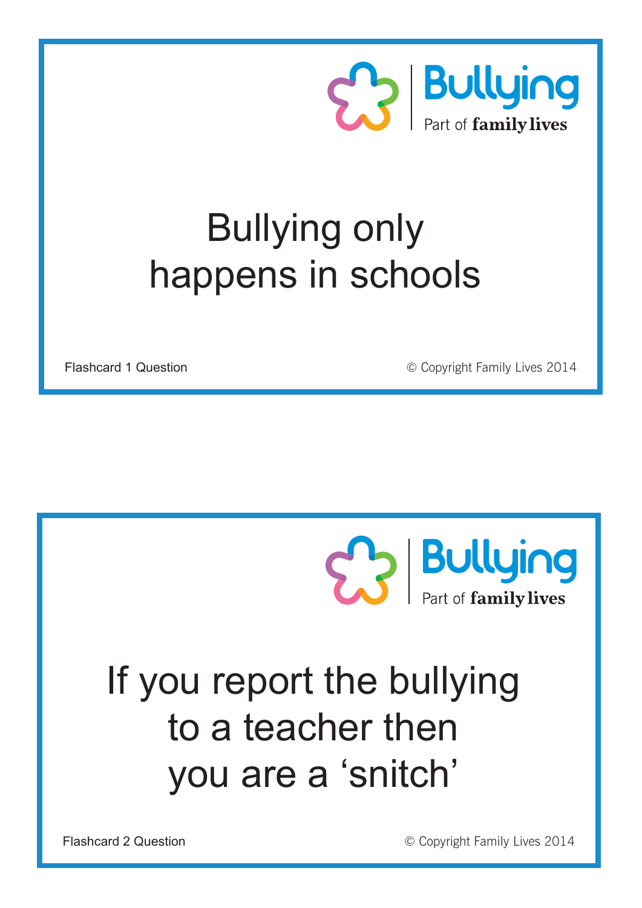Bullying
Part of **family lives**

# Bullying only happens in schools

Flashcard 1 Question

© Copyright Family Lives 2014

Bullying
Part of **family lives**

# If you report the bullying to a teacher then you are a 'snitch'

Flashcard 2 Question

© Copyright Family Lives 2014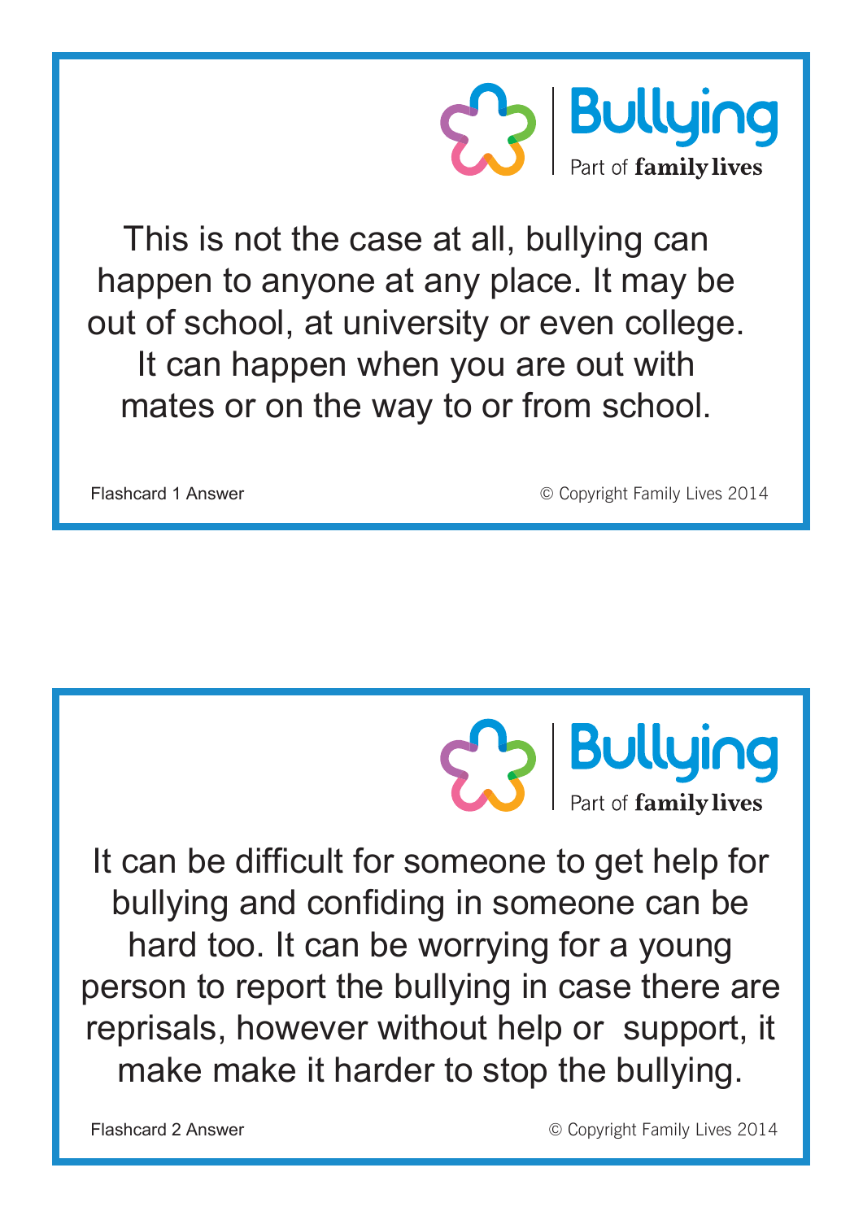**Bullying**
Part of **family lives**

This is not the case at all, bullying can happen to anyone at any place. It may be out of school, at university or even college. It can happen when you are out with mates or on the way to or from school.

Flashcard 1 Answer

© Copyright Family Lives 2014

---

**Bullying**
Part of **family lives**

It can be difficult for someone to get help for bullying and confiding in someone can be hard too. It can be worrying for a young person to report the bullying in case there are reprisals, however without help or support, it make make it harder to stop the bullying.

Flashcard 2 Answer

© Copyright Family Lives 2014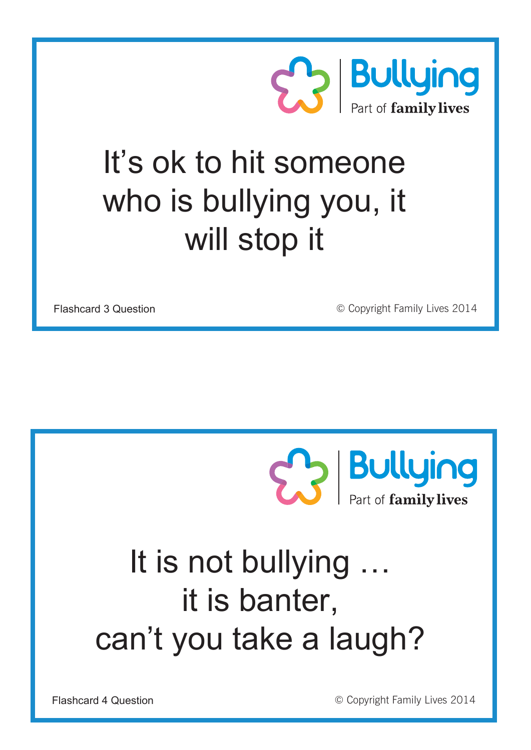Bullying
Part of **family lives**

It's ok to hit someone who is bullying you, it will stop it

Flashcard 3 Question

© Copyright Family Lives 2014

Bullying
Part of **family lives**

It is not bullying … it is banter, can't you take a laugh?

Flashcard 4 Question

© Copyright Family Lives 2014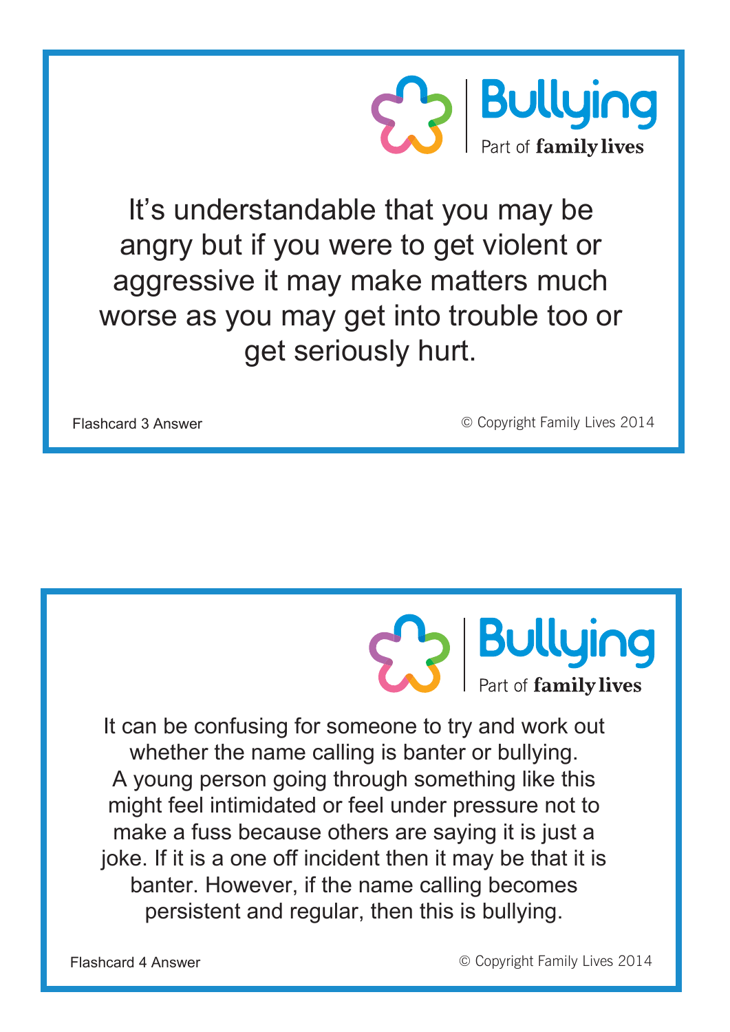Bullying
Part of family lives

It's understandable that you may be angry but if you were to get violent or aggressive it may make matters much worse as you may get into trouble too or get seriously hurt.

Flashcard 3 Answer

© Copyright Family Lives 2014

---

Bullying
Part of family lives

It can be confusing for someone to try and work out whether the name calling is banter or bullying. A young person going through something like this might feel intimidated or feel under pressure not to make a fuss because others are saying it is just a joke. If it is a one off incident then it may be that it is banter. However, if the name calling becomes persistent and regular, then this is bullying.

Flashcard 4 Answer

© Copyright Family Lives 2014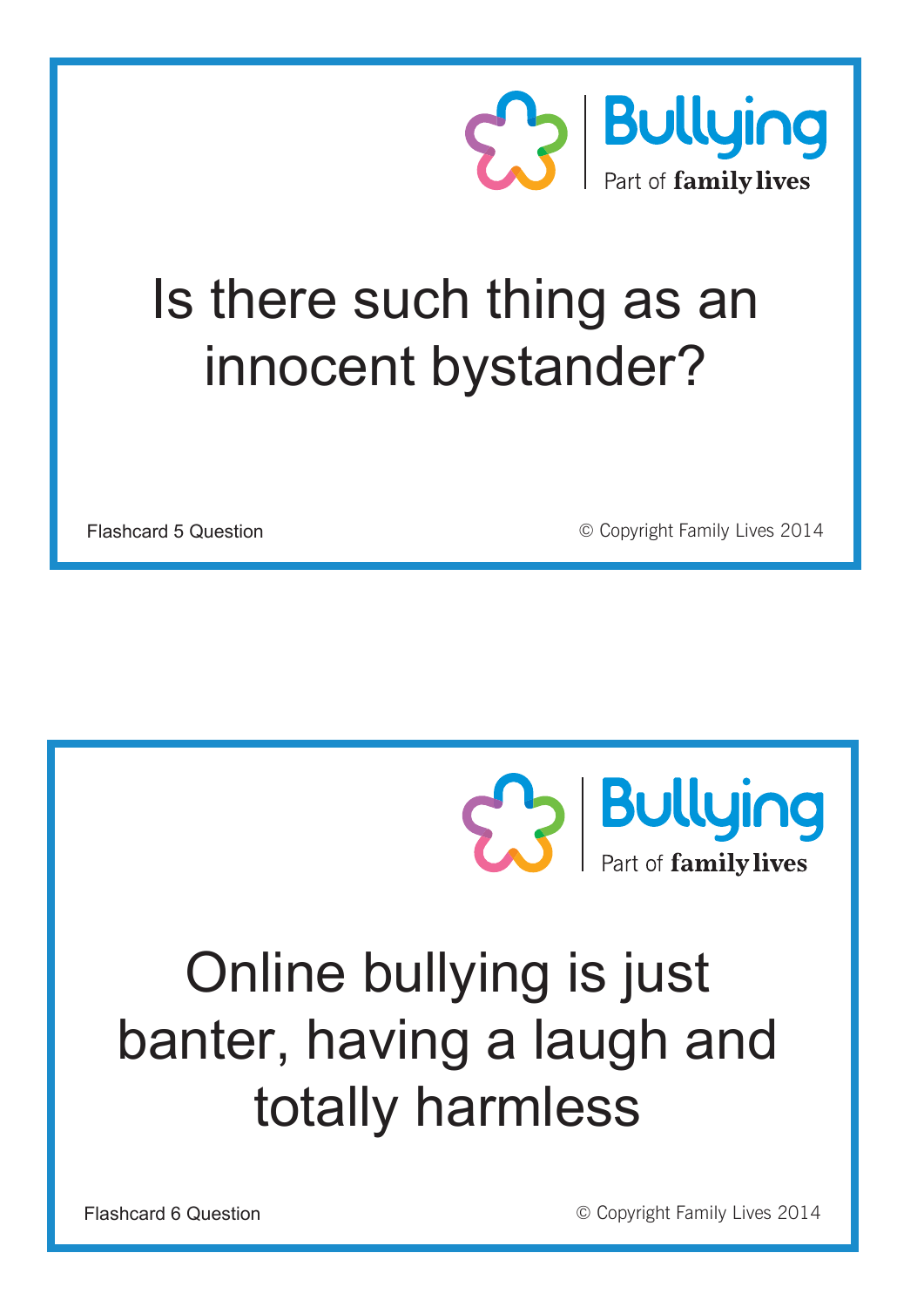Bullying
Part of **family lives**

# Is there such thing as an innocent bystander?

Flashcard 5 Question

© Copyright Family Lives 2014

---

Bullying
Part of **family lives**

# Online bullying is just banter, having a laugh and totally harmless

Flashcard 6 Question

© Copyright Family Lives 2014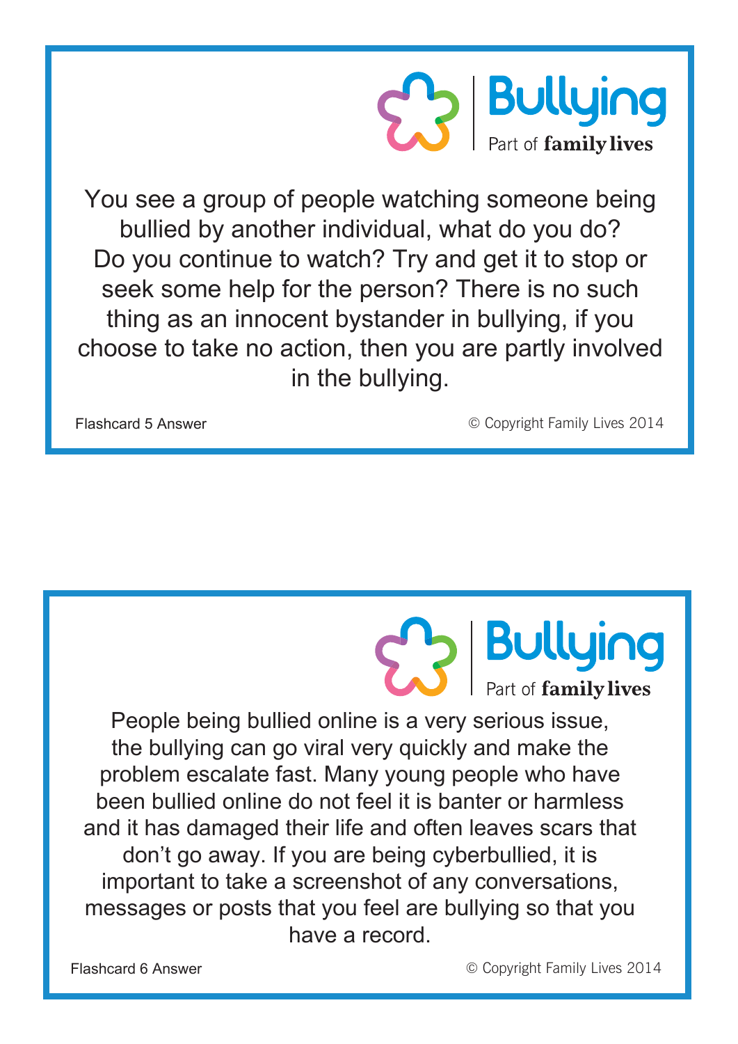Bullying

Part of **family lives**

You see a group of people watching someone being bullied by another individual, what do you do? Do you continue to watch? Try and get it to stop or seek some help for the person? There is no such thing as an innocent bystander in bullying, if you choose to take no action, then you are partly involved in the bullying.

Flashcard 5 Answer

© Copyright Family Lives 2014

---

Bullying

Part of **family lives**

People being bullied online is a very serious issue, the bullying can go viral very quickly and make the problem escalate fast. Many young people who have been bullied online do not feel it is banter or harmless and it has damaged their life and often leaves scars that don't go away. If you are being cyberbullied, it is important to take a screenshot of any conversations, messages or posts that you feel are bullying so that you have a record.

Flashcard 6 Answer

© Copyright Family Lives 2014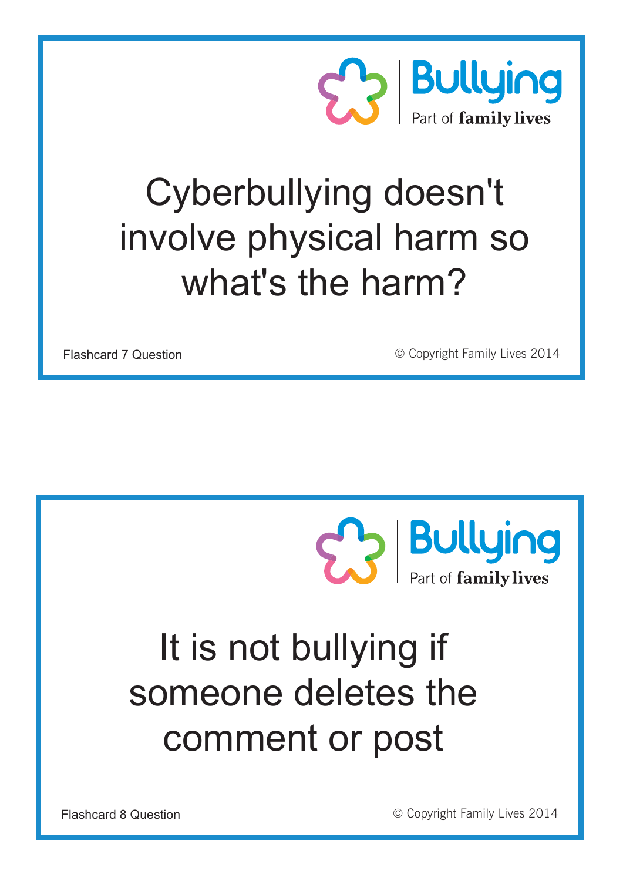Bullying

Part of **family lives**

Cyberbullying doesn't involve physical harm so what's the harm?

Flashcard 7 Question

© Copyright Family Lives 2014

Bullying

Part of **family lives**

It is not bullying if someone deletes the comment or post

Flashcard 8 Question

© Copyright Family Lives 2014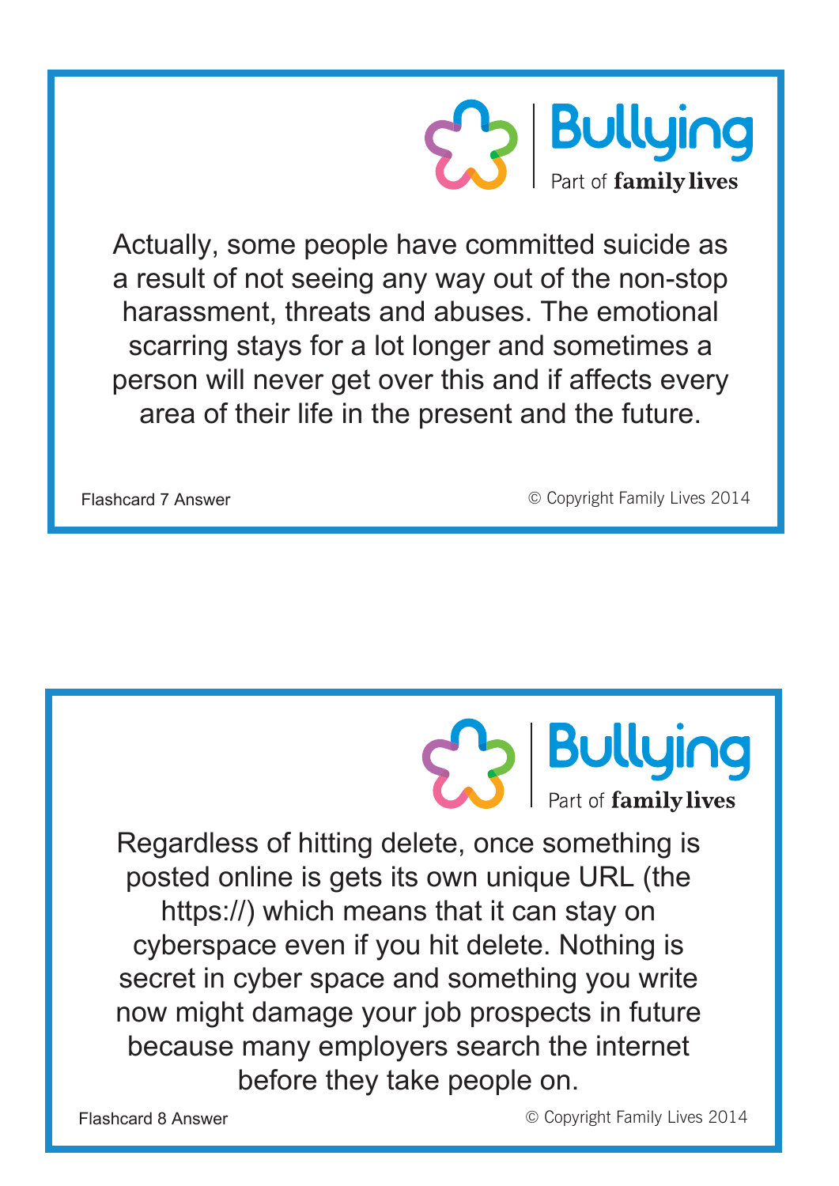Bullying

Part of **family lives**

Actually, some people have committed suicide as a result of not seeing any way out of the non-stop harassment, threats and abuses. The emotional scarring stays for a lot longer and sometimes a person will never get over this and if affects every area of their life in the present and the future.

Flashcard 7 Answer

© Copyright Family Lives 2014

Bullying

Part of **family lives**

Regardless of hitting delete, once something is posted online is gets its own unique URL (the https://) which means that it can stay on cyberspace even if you hit delete. Nothing is secret in cyber space and something you write now might damage your job prospects in future because many employers search the internet before they take people on.

Flashcard 8 Answer

© Copyright Family Lives 2014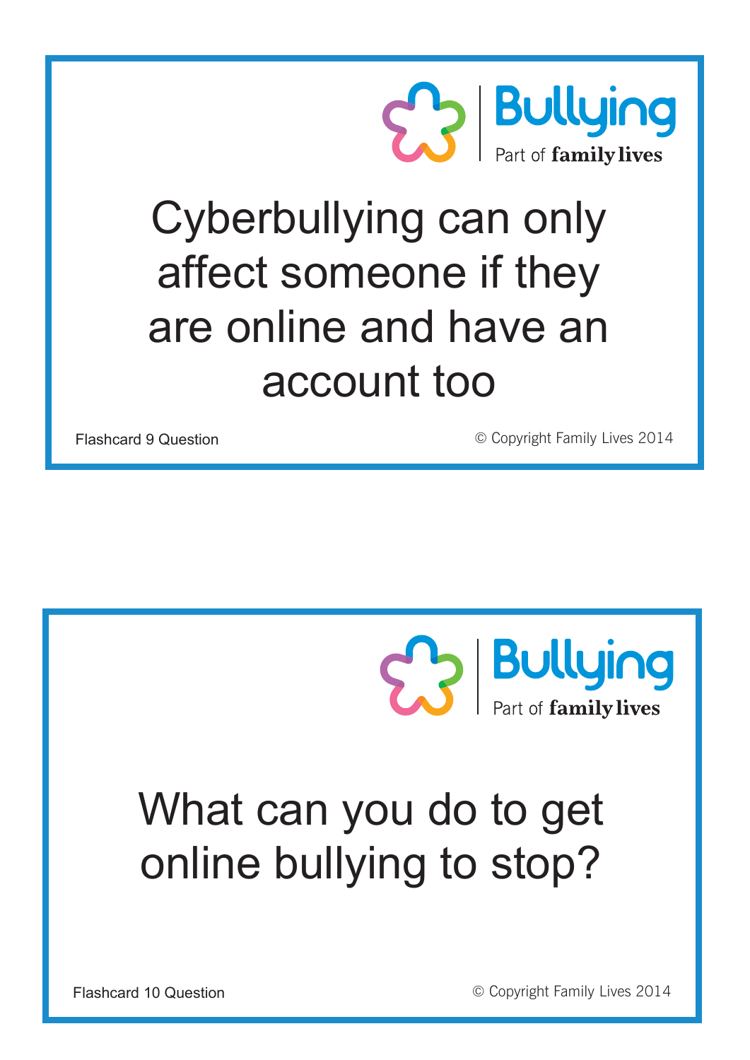Bullying
Part of **family lives**

Cyberbullying can only affect someone if they are online and have an account too

Flashcard 9 Question

© Copyright Family Lives 2014

---

Bullying
Part of **family lives**

What can you do to get online bullying to stop?

Flashcard 10 Question

© Copyright Family Lives 2014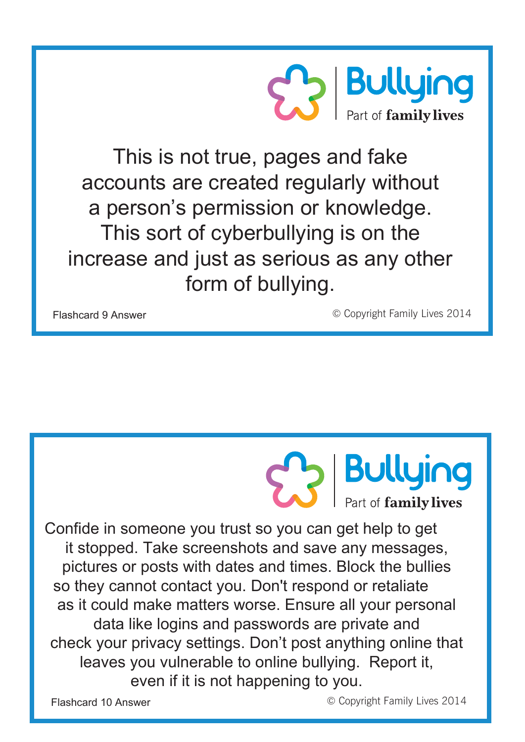Bullying
Part of family lives

This is not true, pages and fake accounts are created regularly without a person's permission or knowledge. This sort of cyberbullying is on the increase and just as serious as any other form of bullying.

Flashcard 9 Answer

© Copyright Family Lives 2014

---

Bullying
Part of family lives

Confide in someone you trust so you can get help to get it stopped. Take screenshots and save any messages, pictures or posts with dates and times. Block the bullies so they cannot contact you. Don't respond or retaliate as it could make matters worse. Ensure all your personal data like logins and passwords are private and check your privacy settings. Don't post anything online that leaves you vulnerable to online bullying. Report it, even if it is not happening to you.

Flashcard 10 Answer

© Copyright Family Lives 2014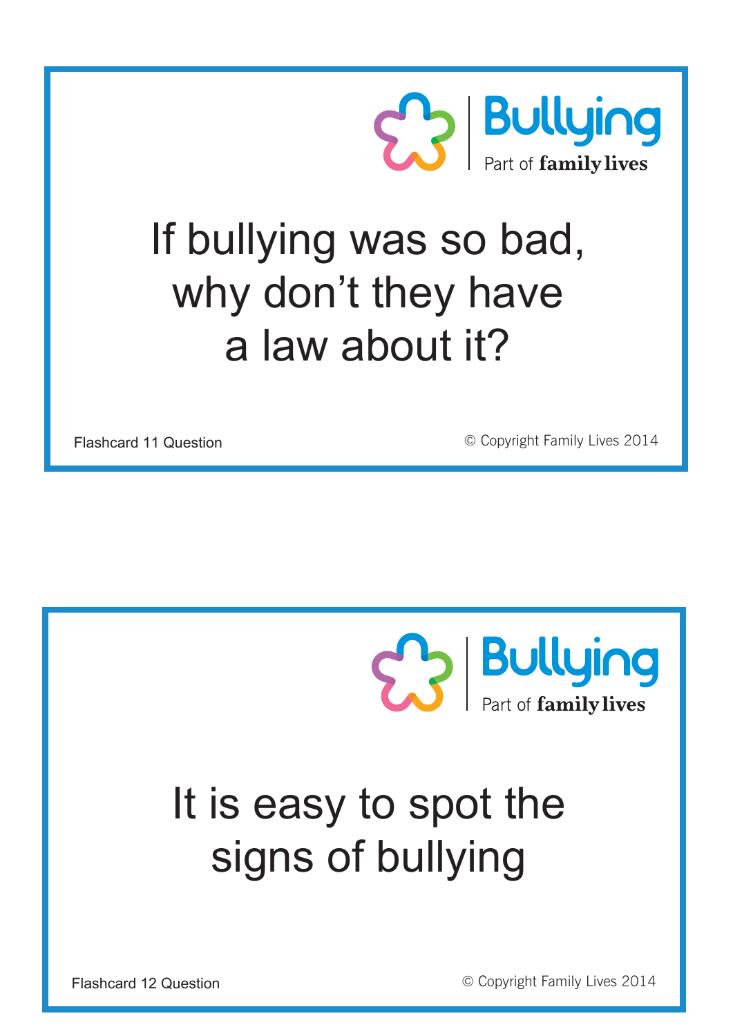Bullying
Part of **family lives**

# If bullying was so bad, why don't they have a law about it?

Flashcard 11 Question

© Copyright Family Lives 2014

---

Bullying
Part of **family lives**

# It is easy to spot the signs of bullying

Flashcard 12 Question

© Copyright Family Lives 2014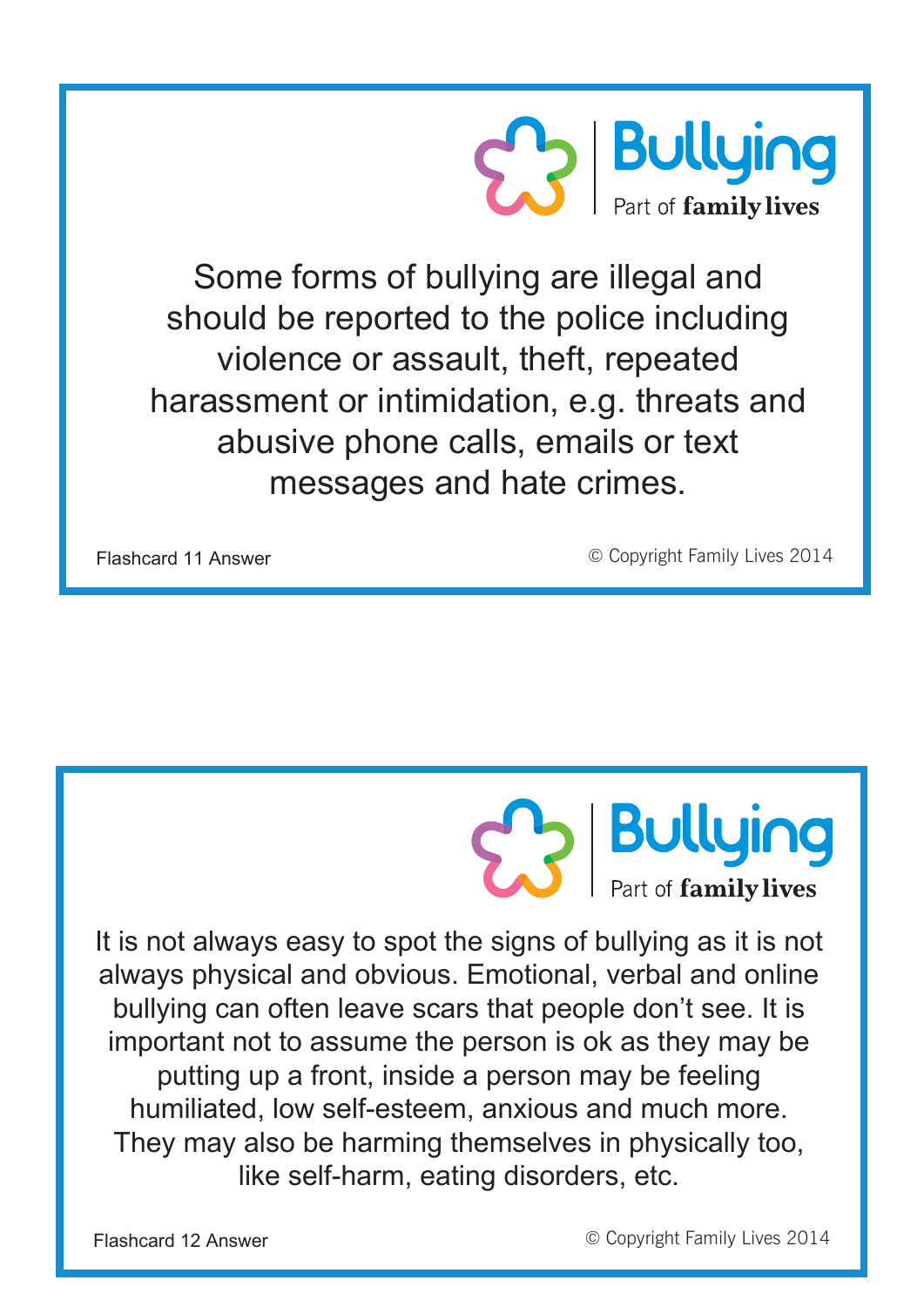Bullying
Part of **family lives**

Some forms of bullying are illegal and should be reported to the police including violence or assault, theft, repeated harassment or intimidation, e.g. threats and abusive phone calls, emails or text messages and hate crimes.

Flashcard 11 Answer

© Copyright Family Lives 2014

---

Bullying
Part of **family lives**

It is not always easy to spot the signs of bullying as it is not always physical and obvious. Emotional, verbal and online bullying can often leave scars that people don't see. It is important not to assume the person is ok as they may be putting up a front, inside a person may be feeling humiliated, low self-esteem, anxious and much more. They may also be harming themselves in physically too, like self-harm, eating disorders, etc.

Flashcard 12 Answer

© Copyright Family Lives 2014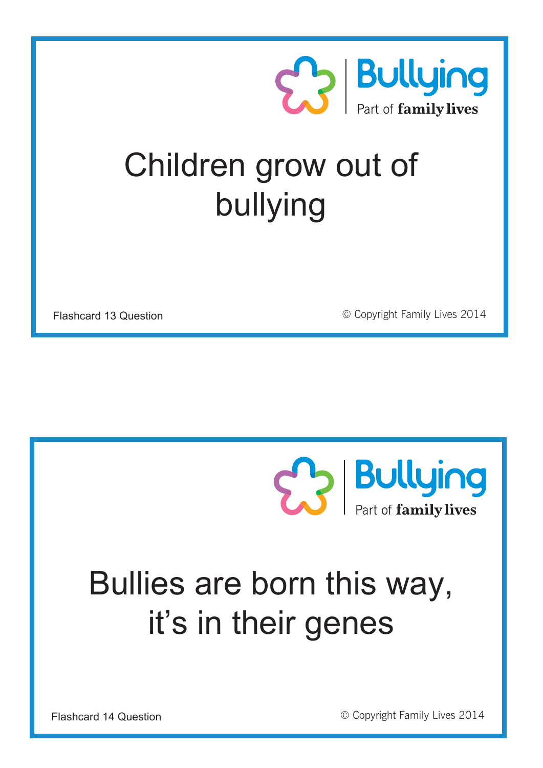Bullying
Part of family lives

# Children grow out of bullying

Flashcard 13 Question

© Copyright Family Lives 2014

---

Bullying
Part of family lives

# Bullies are born this way, it's in their genes

Flashcard 14 Question

© Copyright Family Lives 2014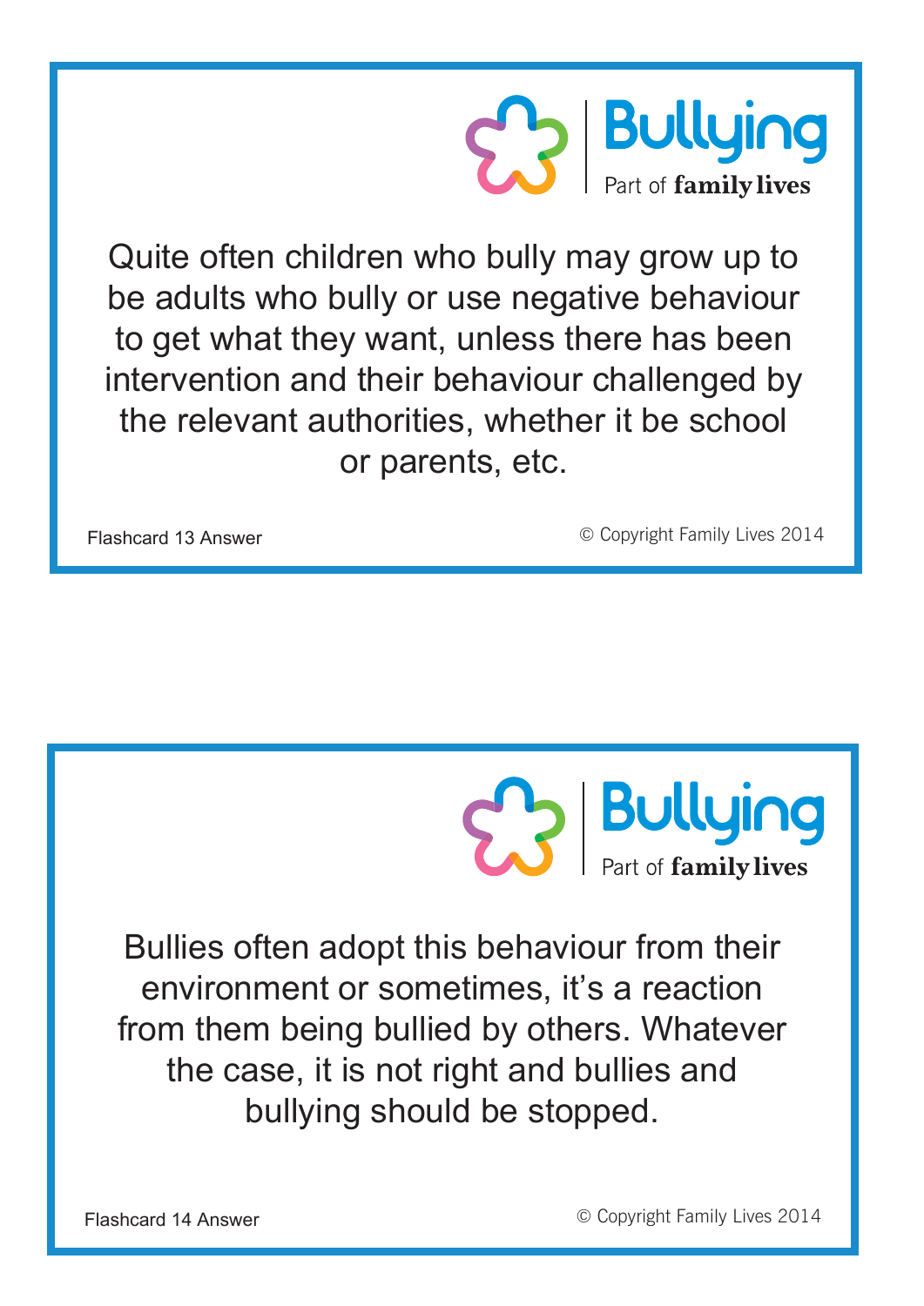Bullying

Part of **family lives**

Quite often children who bully may grow up to be adults who bully or use negative behaviour to get what they want, unless there has been intervention and their behaviour challenged by the relevant authorities, whether it be school or parents, etc.

Flashcard 13 Answer

© Copyright Family Lives 2014

Bullying

Part of **family lives**

Bullies often adopt this behaviour from their environment or sometimes, it's a reaction from them being bullied by others. Whatever the case, it is not right and bullies and bullying should be stopped.

Flashcard 14 Answer

© Copyright Family Lives 2014